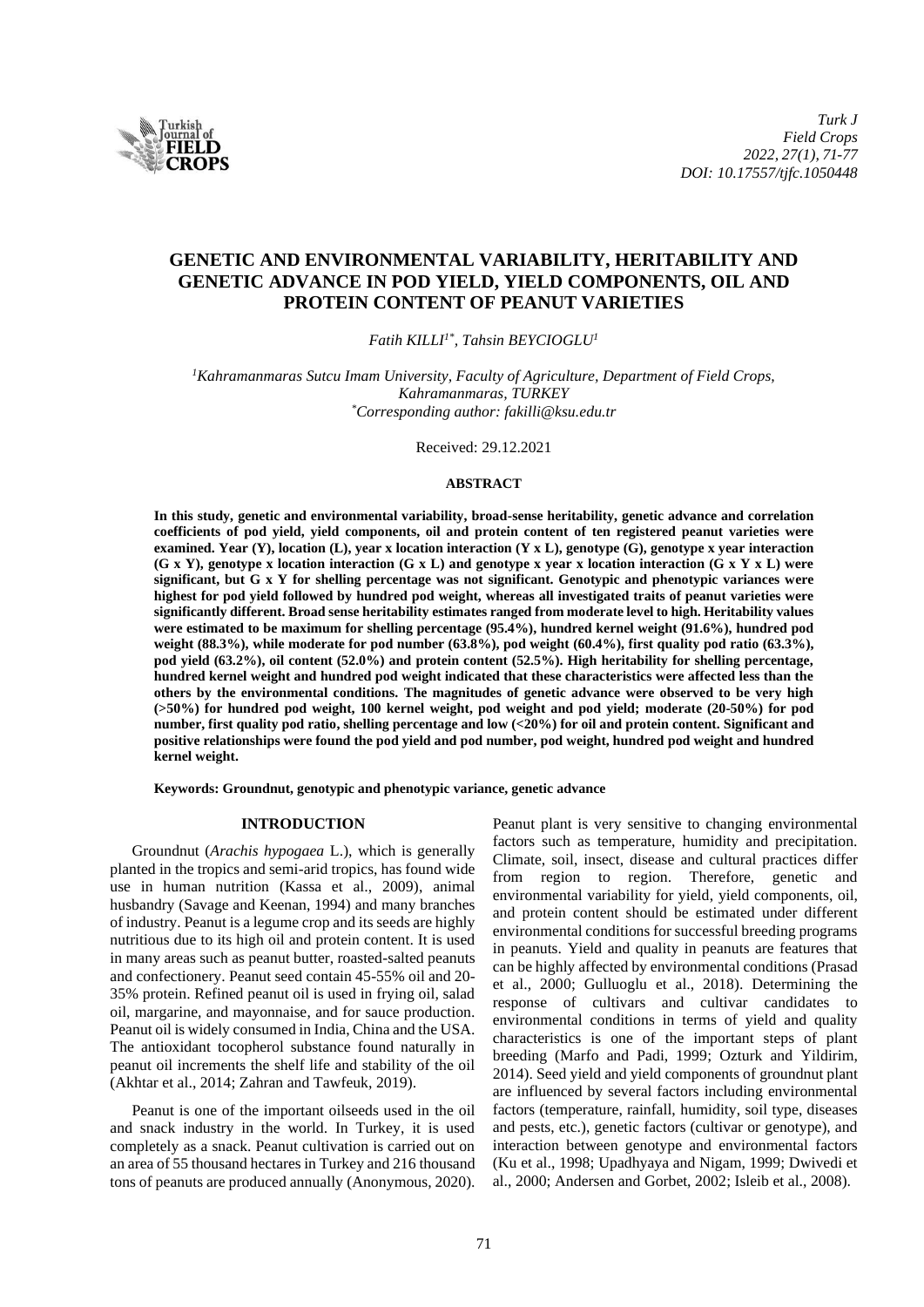# GENETIC AND ENVIRONMENTAL VARIABILITY, HERITABILITY AND GENETIC ADVANCE IN POD YIELD, YIELD COMPONENTS, OIL AND PROTEIN CONTENT OF PEANUT VARIETIES

*Fatih KILLI[1*], Tahsin BEYCIOGLU[1]*

*[1]Kahramanmaras Sutcu Imam University, Faculty of Agriculture, Department of Field Crops, Kahramanmaras, TURKEY*
*[*]Corresponding author: fakilli@ksu.edu.tr*

Received: 29.12.2021

## ABSTRACT

**In this study, genetic and environmental variability, broad-sense heritability, genetic advance and correlation coefficients of pod yield, yield components, oil and protein content of ten registered peanut varieties were examined. Year (Y), location (L), year x location interaction (Y x L), genotype (G), genotype x year interaction (G x Y), genotype x location interaction (G x L) and genotype x year x location interaction (G x Y x L) were significant, but G x Y for shelling percentage was not significant. Genotypic and phenotypic variances were highest for pod yield followed by hundred pod weight, whereas all investigated traits of peanut varieties were significantly different. Broad sense heritability estimates ranged from moderate level to high. Heritability values were estimated to be maximum for shelling percentage (95.4%), hundred kernel weight (91.6%), hundred pod weight (88.3%), while moderate for pod number (63.8%), pod weight (60.4%), first quality pod ratio (63.3%), pod yield (63.2%), oil content (52.0%) and protein content (52.5%). High heritability for shelling percentage, hundred kernel weight and hundred pod weight indicated that these characteristics were affected less than the others by the environmental conditions. The magnitudes of genetic advance were observed to be very high (>50%) for hundred pod weight, 100 kernel weight, pod weight and pod yield; moderate (20-50%) for pod number, first quality pod ratio, shelling percentage and low (<20%) for oil and protein content. Significant and positive relationships were found the pod yield and pod number, pod weight, hundred pod weight and hundred kernel weight.**

**Keywords: Groundnut, genotypic and phenotypic variance, genetic advance**

## INTRODUCTION

Groundnut (*Arachis hypogaea* L.), which is generally planted in the tropics and semi-arid tropics, has found wide use in human nutrition (Kassa et al., 2009), animal husbandry (Savage and Keenan, 1994) and many branches of industry. Peanut is a legume crop and its seeds are highly nutritious due to its high oil and protein content. It is used in many areas such as peanut butter, roasted-salted peanuts and confectionery. Peanut seed contain 45-55% oil and 20-35% protein. Refined peanut oil is used in frying oil, salad oil, margarine, and mayonnaise, and for sauce production. Peanut oil is widely consumed in India, China and the USA. The antioxidant tocopherol substance found naturally in peanut oil increments the shelf life and stability of the oil (Akhtar et al., 2014; Zahran and Tawfeuk, 2019).

Peanut is one of the important oilseeds used in the oil and snack industry in the world. In Turkey, it is used completely as a snack. Peanut cultivation is carried out on an area of 55 thousand hectares in Turkey and 216 thousand tons of peanuts are produced annually (Anonymous, 2020).

Peanut plant is very sensitive to changing environmental factors such as temperature, humidity and precipitation. Climate, soil, insect, disease and cultural practices differ from region to region. Therefore, genetic and environmental variability for yield, yield components, oil, and protein content should be estimated under different environmental conditions for successful breeding programs in peanuts. Yield and quality in peanuts are features that can be highly affected by environmental conditions (Prasad et al., 2000; Gulluoglu et al., 2018). Determining the response of cultivars and cultivar candidates to environmental conditions in terms of yield and quality characteristics is one of the important steps of plant breeding (Marfo and Padi, 1999; Ozturk and Yildirim, 2014). Seed yield and yield components of groundnut plant are influenced by several factors including environmental factors (temperature, rainfall, humidity, soil type, diseases and pests, etc.), genetic factors (cultivar or genotype), and interaction between genotype and environmental factors (Ku et al., 1998; Upadhyaya and Nigam, 1999; Dwivedi et al., 2000; Andersen and Gorbet, 2002; Isleib et al., 2008).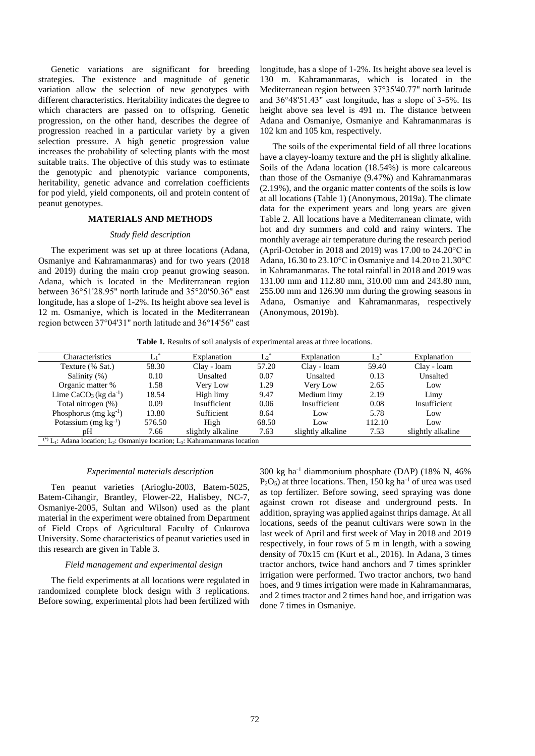Genetic variations are significant for breeding strategies. The existence and magnitude of genetic variation allow the selection of new genotypes with different characteristics. Heritability indicates the degree to which characters are passed on to offspring. Genetic progression, on the other hand, describes the degree of progression reached in a particular variety by a given selection pressure. A high genetic progression value increases the probability of selecting plants with the most suitable traits. The objective of this study was to estimate the genotypic and phenotypic variance components, heritability, genetic advance and correlation coefficients for pod yield, yield components, oil and protein content of peanut genotypes.

## MATERIALS AND METHODS

### *Study field description*

The experiment was set up at three locations (Adana, Osmaniye and Kahramanmaras) and for two years (2018 and 2019) during the main crop peanut growing season. Adana, which is located in the Mediterranean region between 36°51'28.95" north latitude and 35°20'50.36" east longitude, has a slope of 1-2%. Its height above sea level is 12 m. Osmaniye, which is located in the Mediterranean region between 37°04'31" north latitude and 36°14'56" east longitude, has a slope of 1-2%. Its height above sea level is 130 m. Kahramanmaras, which is located in the Mediterranean region between 37°35'40.77" north latitude and 36°48'51.43" east longitude, has a slope of 3-5%. Its height above sea level is 491 m. The distance between Adana and Osmaniye, Osmaniye and Kahramanmaras is 102 km and 105 km, respectively.

The soils of the experimental field of all three locations have a clayey-loamy texture and the pH is slightly alkaline. Soils of the Adana location (18.54%) is more calcareous than those of the Osmaniye (9.47%) and Kahramanmaras (2.19%), and the organic matter contents of the soils is low at all locations (Table 1) (Anonymous, 2019a). The climate data for the experiment years and long years are given Table 2. All locations have a Mediterranean climate, with hot and dry summers and cold and rainy winters. The monthly average air temperature during the research period (April-October in 2018 and 2019) was 17.00 to 24.20°C in Adana, 16.30 to 23.10°C in Osmaniye and 14.20 to 21.30°C in Kahramanmaras. The total rainfall in 2018 and 2019 was 131.00 mm and 112.80 mm, 310.00 mm and 243.80 mm, 255.00 mm and 126.90 mm during the growing seasons in Adana, Osmaniye and Kahramanmaras, respectively (Anonymous, 2019b).

**Table 1.** Results of soil analysis of experimental areas at three locations.

| Characteristics | $L_1^*$ | Explanation | $L_2^*$ | Explanation | $L_3^*$ | Explanation |
|---|---|---|---|---|---|---|
| Texture (% Sat.) | 58.30 | Clay - loam | 57.20 | Clay - loam | 59.40 | Clay - loam |
| Salinity (%) | 0.10 | Unsalted | 0.07 | Unsalted | 0.13 | Unsalted |
| Organic matter % | 1.58 | Very Low | 1.29 | Very Low | 2.65 | Low |
| Lime $CaCO_3$ (kg $da^{-1}$) | 18.54 | High limy | 9.47 | Medium limy | 2.19 | Limy |
| Total nitrogen (%) | 0.09 | Insufficient | 0.06 | Insufficient | 0.08 | Insufficient |
| Phosphorus (mg $kg^{-1}$) | 13.80 | Sufficient | 8.64 | Low | 5.78 | Low |
| Potassium (mg $kg^{-1}$) | 576.50 | High | 68.50 | Low | 112.10 | Low |
| pH | 7.66 | slightly alkaline | 7.63 | slightly alkaline | 7.53 | slightly alkaline |

(*) $L_1$: Adana location; $L_2$: Osmaniye location; $L_3$: Kahramanmaras location

### *Experimental materials description*

Ten peanut varieties (Arioglu-2003, Batem-5025, Batem-Cihangir, Brantley, Flower-22, Halisbey, NC-7, Osmaniye-2005, Sultan and Wilson) used as the plant material in the experiment were obtained from Department of Field Crops of Agricultural Faculty of Cukurova University. Some characteristics of peanut varieties used in this research are given in Table 3.

### *Field management and experimental design*

The field experiments at all locations were regulated in randomized complete block design with 3 replications. Before sowing, experimental plots had been fertilized with 300 kg $ha^{-1}$ diammonium phosphate (DAP) (18% N, 46% $P_2O_5$) at three locations. Then, 150 kg $ha^{-1}$ of urea was used as top fertilizer. Before sowing, seed spraying was done against crown rot disease and underground pests. In addition, spraying was applied against thrips damage. At all locations, seeds of the peanut cultivars were sown in the last week of April and first week of May in 2018 and 2019 respectively, in four rows of 5 m in length, with a sowing density of 70x15 cm (Kurt et al., 2016). In Adana, 3 times tractor anchors, twice hand anchors and 7 times sprinkler irrigation were performed. Two tractor anchors, two hand hoes, and 9 times irrigation were made in Kahramanmaras, and 2 times tractor and 2 times hand hoe, and irrigation was done 7 times in Osmaniye.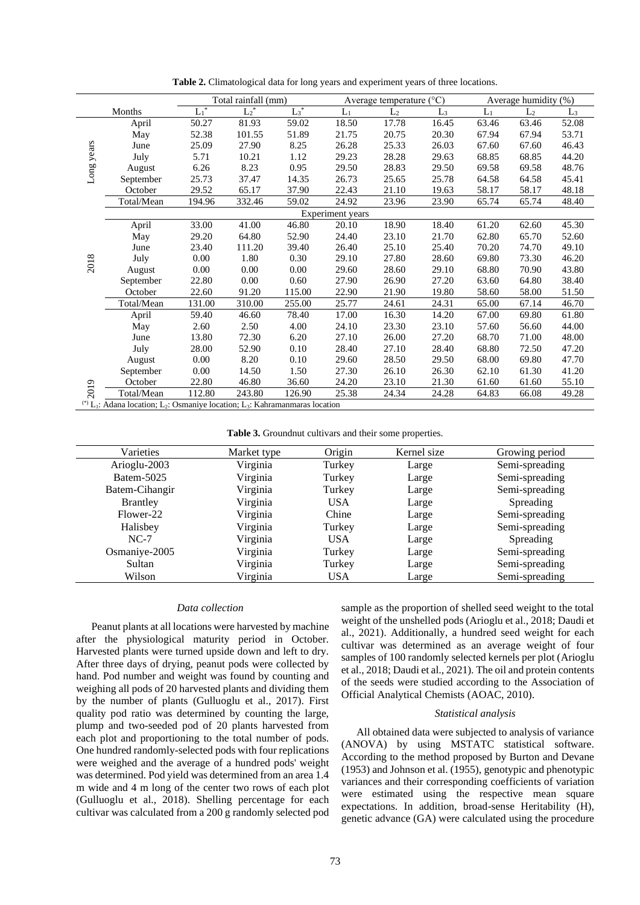**Table 2.** Climatological data for long years and experiment years of three locations.

| | | Total rainfall (mm) | | | Average temperature (°C) | | | Average humidity (%) | | |
|---|---|---|---|---|---|---|---|---|---|---|
| | Months | $L_1^*$ | $L_2^*$ | $L_3^*$ | $L_1$ | $L_2$ | $L_3$ | $L_1$ | $L_2$ | $L_3$ |
| Long years | April | 50.27 | 81.93 | 59.02 | 18.50 | 17.78 | 16.45 | 63.46 | 63.46 | 52.08 |
| | May | 52.38 | 101.55 | 51.89 | 21.75 | 20.75 | 20.30 | 67.94 | 67.94 | 53.71 |
| | June | 25.09 | 27.90 | 8.25 | 26.28 | 25.33 | 26.03 | 67.60 | 67.60 | 46.43 |
| | July | 5.71 | 10.21 | 1.12 | 29.23 | 28.28 | 29.63 | 68.85 | 68.85 | 44.20 |
| | August | 6.26 | 8.23 | 0.95 | 29.50 | 28.83 | 29.50 | 69.58 | 69.58 | 48.76 |
| | September | 25.73 | 37.47 | 14.35 | 26.73 | 25.65 | 25.78 | 64.58 | 64.58 | 45.41 |
| | October | 29.52 | 65.17 | 37.90 | 22.43 | 21.10 | 19.63 | 58.17 | 58.17 | 48.18 |
| | Total/Mean | 194.96 | 332.46 | 59.02 | 24.92 | 23.96 | 23.90 | 65.74 | 65.74 | 48.40 |
| | | | | | Experiment years | | | | | |
| 2018 | April | 33.00 | 41.00 | 46.80 | 20.10 | 18.90 | 18.40 | 61.20 | 62.60 | 45.30 |
| | May | 29.20 | 64.80 | 52.90 | 24.40 | 23.10 | 21.70 | 62.80 | 65.70 | 52.60 |
| | June | 23.40 | 111.20 | 39.40 | 26.40 | 25.10 | 25.40 | 70.20 | 74.70 | 49.10 |
| | July | 0.00 | 1.80 | 0.30 | 29.10 | 27.80 | 28.60 | 69.80 | 73.30 | 46.20 |
| | August | 0.00 | 0.00 | 0.00 | 29.60 | 28.60 | 29.10 | 68.80 | 70.90 | 43.80 |
| | September | 22.80 | 0.00 | 0.60 | 27.90 | 26.90 | 27.20 | 63.60 | 64.80 | 38.40 |
| | October | 22.60 | 91.20 | 115.00 | 22.90 | 21.90 | 19.80 | 58.60 | 58.00 | 51.50 |
| | Total/Mean | 131.00 | 310.00 | 255.00 | 25.77 | 24.61 | 24.31 | 65.00 | 67.14 | 46.70 |
| 2019 | April | 59.40 | 46.60 | 78.40 | 17.00 | 16.30 | 14.20 | 67.00 | 69.80 | 61.80 |
| | May | 2.60 | 2.50 | 4.00 | 24.10 | 23.30 | 23.10 | 57.60 | 56.60 | 44.00 |
| | June | 13.80 | 72.30 | 6.20 | 27.10 | 26.00 | 27.20 | 68.70 | 71.00 | 48.00 |
| | July | 28.00 | 52.90 | 0.10 | 28.40 | 27.10 | 28.40 | 68.80 | 72.50 | 47.20 |
| | August | 0.00 | 8.20 | 0.10 | 29.60 | 28.50 | 29.50 | 68.00 | 69.80 | 47.70 |
| | September | 0.00 | 14.50 | 1.50 | 27.30 | 26.10 | 26.30 | 62.10 | 61.30 | 41.20 |
| | October | 22.80 | 46.80 | 36.60 | 24.20 | 23.10 | 21.30 | 61.60 | 61.60 | 55.10 |
| | Total/Mean | 112.80 | 243.80 | 126.90 | 25.38 | 24.34 | 24.28 | 64.83 | 66.08 | 49.28 |

(*) $L_1$: Adana location; $L_2$: Osmaniye location; $L_3$: Kahramanmaras location

**Table 3.** Groundnut cultivars and their some properties.

| Varieties | Market type | Origin | Kernel size | Growing period |
|---|---|---|---|---|
| Arioglu-2003 | Virginia | Turkey | Large | Semi-spreading |
| Batem-5025 | Virginia | Turkey | Large | Semi-spreading |
| Batem-Cihangir | Virginia | Turkey | Large | Semi-spreading |
| Brantley | Virginia | USA | Large | Spreading |
| Flower-22 | Virginia | Chine | Large | Semi-spreading |
| Halisbey | Virginia | Turkey | Large | Semi-spreading |
| NC-7 | Virginia | USA | Large | Spreading |
| Osmaniye-2005 | Virginia | Turkey | Large | Semi-spreading |
| Sultan | Virginia | Turkey | Large | Semi-spreading |
| Wilson | Virginia | USA | Large | Semi-spreading |

### *Data collection*

Peanut plants at all locations were harvested by machine after the physiological maturity period in October. Harvested plants were turned upside down and left to dry. After three days of drying, peanut pods were collected by hand. Pod number and weight was found by counting and weighing all pods of 20 harvested plants and dividing them by the number of plants (Gulluoglu et al., 2017). First quality pod ratio was determined by counting the large, plump and two-seeded pod of 20 plants harvested from each plot and proportioning to the total number of pods. One hundred randomly-selected pods with four replications were weighed and the average of a hundred pods' weight was determined. Pod yield was determined from an area 1.4 m wide and 4 m long of the center two rows of each plot (Gulluoglu et al., 2018). Shelling percentage for each cultivar was calculated from a 200 g randomly selected pod sample as the proportion of shelled seed weight to the total weight of the unshelled pods (Arioglu et al., 2018; Daudi et al., 2021). Additionally, a hundred seed weight for each cultivar was determined as an average weight of four samples of 100 randomly selected kernels per plot (Arioglu et al., 2018; Daudi et al., 2021). The oil and protein contents of the seeds were studied according to the Association of Official Analytical Chemists (AOAC, 2010).

### *Statistical analysis*

All obtained data were subjected to analysis of variance (ANOVA) by using MSTATC statistical software. According to the method proposed by Burton and Devane (1953) and Johnson et al. (1955), genotypic and phenotypic variances and their corresponding coefficients of variation were estimated using the respective mean square expectations. In addition, broad-sense Heritability (H), genetic advance (GA) were calculated using the procedure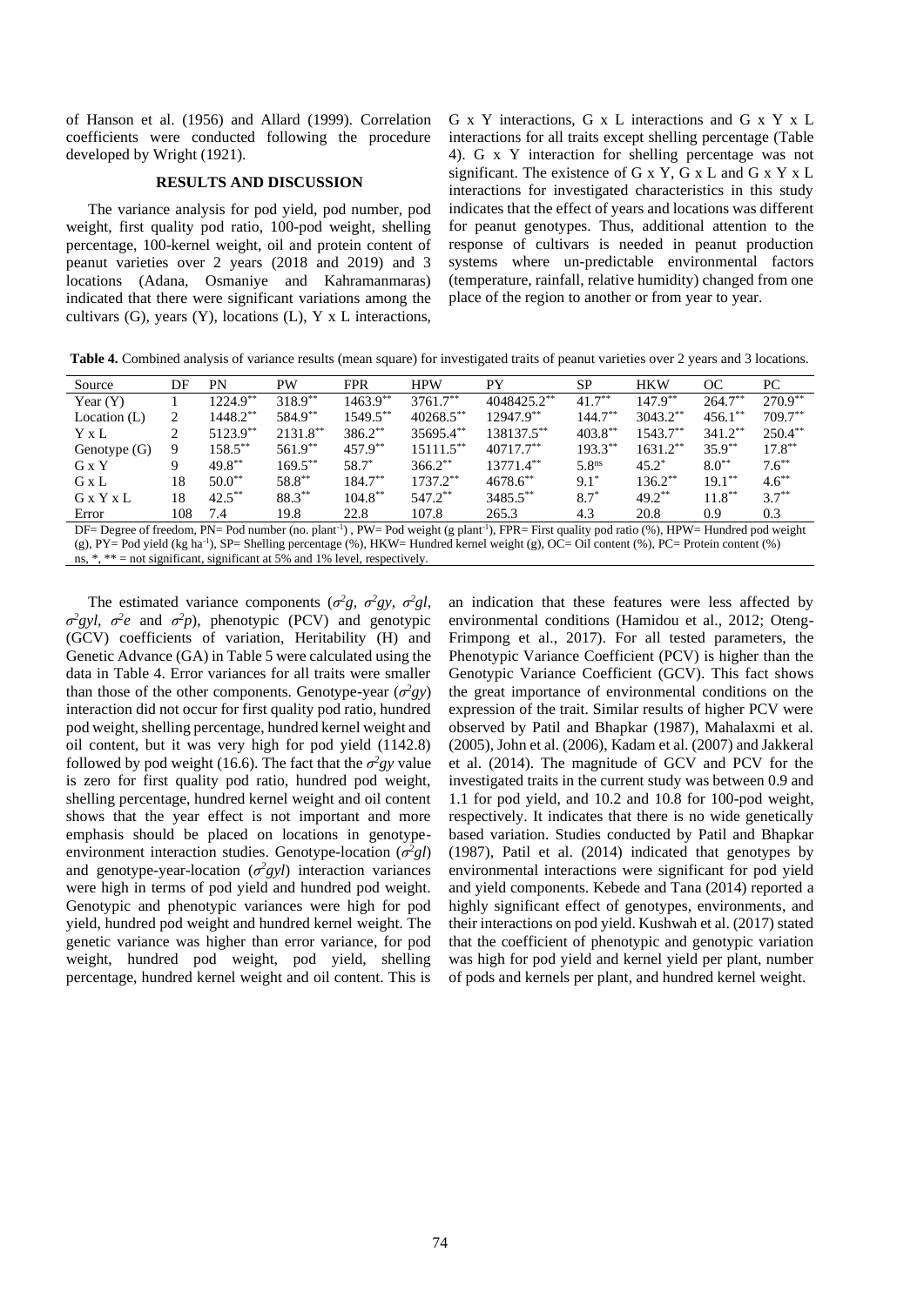of Hanson et al. (1956) and Allard (1999). Correlation coefficients were conducted following the procedure developed by Wright (1921).

## RESULTS AND DISCUSSION

The variance analysis for pod yield, pod number, pod weight, first quality pod ratio, 100-pod weight, shelling percentage, 100-kernel weight, oil and protein content of peanut varieties over 2 years (2018 and 2019) and 3 locations (Adana, Osmaniye and Kahramanmaras) indicated that there were significant variations among the cultivars (G), years (Y), locations (L), Y x L interactions, G x Y interactions, G x L interactions and G x Y x L interactions for all traits except shelling percentage (Table 4). G x Y interaction for shelling percentage was not significant. The existence of G x Y, G x L and G x Y x L interactions for investigated characteristics in this study indicates that the effect of years and locations was different for peanut genotypes. Thus, additional attention to the response of cultivars is needed in peanut production systems where un-predictable environmental factors (temperature, rainfall, relative humidity) changed from one place of the region to another or from year to year.

**Table 4.** Combined analysis of variance results (mean square) for investigated traits of peanut varieties over 2 years and 3 locations.

| Source | DF | PN | PW | FPR | HPW | PY | SP | HKW | OC | PC |
|---|---|---|---|---|---|---|---|---|---|---|
| Year (Y) | 1 | 1224.9** | 318.9** | 1463.9** | 3761.7** | 4048425.2** | 41.7** | 147.9** | 264.7** | 270.9** |
| Location (L) | 2 | 1448.2** | 584.9** | 1549.5** | 40268.5** | 12947.9** | 144.7** | 3043.2** | 456.1** | 709.7** |
| Y x L | 2 | 5123.9** | 2131.8** | 386.2** | 35695.4** | 138137.5** | 403.8** | 1543.7** | 341.2** | 250.4** |
| Genotype (G) | 9 | 158.5** | 561.9** | 457.9** | 15111.5** | 40717.7** | 193.3** | 1631.2** | 35.9** | 17.8** |
| G x Y | 9 | 49.8** | 169.5** | 58.7* | 366.2** | 13771.4** | 5.8ns | 45.2* | 8.0** | 7.6** |
| G x L | 18 | 50.0** | 58.8** | 184.7** | 1737.2** | 4678.6** | 9.1* | 136.2** | 19.1** | 4.6** |
| G x Y x L | 18 | 42.5** | 88.3** | 104.8** | 547.2** | 3485.5** | 8.7* | 49.2** | 11.8** | 3.7** |
| Error | 108 | 7.4 | 19.8 | 22.8 | 107.8 | 265.3 | 4.3 | 20.8 | 0.9 | 0.3 |

DF= Degree of freedom, PN= Pod number (no. plant$^{-1}$), PW= Pod weight (g plant$^{-1}$), FPR= First quality pod ratio (%), HPW= Hundred pod weight (g), PY= Pod yield (kg ha$^{-1}$), SP= Shelling percentage (%), HKW= Hundred kernel weight (g), OC= Oil content (%), PC= Protein content (%)
ns, *, ** = not significant, significant at 5% and 1% level, respectively.

The estimated variance components ($\sigma^2 g$, $\sigma^2 gy$, $\sigma^2 gl$, $\sigma^2 gyl$, $\sigma^2 e$ and $\sigma^2 p$), phenotypic (PCV) and genotypic (GCV) coefficients of variation, Heritability (H) and Genetic Advance (GA) in Table 5 were calculated using the data in Table 4. Error variances for all traits were smaller than those of the other components. Genotype-year ($\sigma^2 gy$) interaction did not occur for first quality pod ratio, hundred pod weight, shelling percentage, hundred kernel weight and oil content, but it was very high for pod yield (1142.8) followed by pod weight (16.6). The fact that the $\sigma^2 gy$ value is zero for first quality pod ratio, hundred pod weight, shelling percentage, hundred kernel weight and oil content shows that the year effect is not important and more emphasis should be placed on locations in genotype-environment interaction studies. Genotype-location ($\sigma^2 gl$) and genotype-year-location ($\sigma^2 gyl$) interaction variances were high in terms of pod yield and hundred pod weight. Genotypic and phenotypic variances were high for pod yield, hundred pod weight and hundred kernel weight. The genetic variance was higher than error variance, for pod weight, hundred pod weight, pod yield, shelling percentage, hundred kernel weight and oil content. This is an indication that these features were less affected by environmental conditions (Hamidou et al., 2012; Oteng-Frimpong et al., 2017). For all tested parameters, the Phenotypic Variance Coefficient (PCV) is higher than the Genotypic Variance Coefficient (GCV). This fact shows the great importance of environmental conditions on the expression of the trait. Similar results of higher PCV were observed by Patil and Bhapkar (1987), Mahalaxmi et al. (2005), John et al. (2006), Kadam et al. (2007) and Jakkeral et al. (2014). The magnitude of GCV and PCV for the investigated traits in the current study was between 0.9 and 1.1 for pod yield, and 10.2 and 10.8 for 100-pod weight, respectively. It indicates that there is no wide genetically based variation. Studies conducted by Patil and Bhapkar (1987), Patil et al. (2014) indicated that genotypes by environmental interactions were significant for pod yield and yield components. Kebede and Tana (2014) reported a highly significant effect of genotypes, environments, and their interactions on pod yield. Kushwah et al. (2017) stated that the coefficient of phenotypic and genotypic variation was high for pod yield and kernel yield per plant, number of pods and kernels per plant, and hundred kernel weight.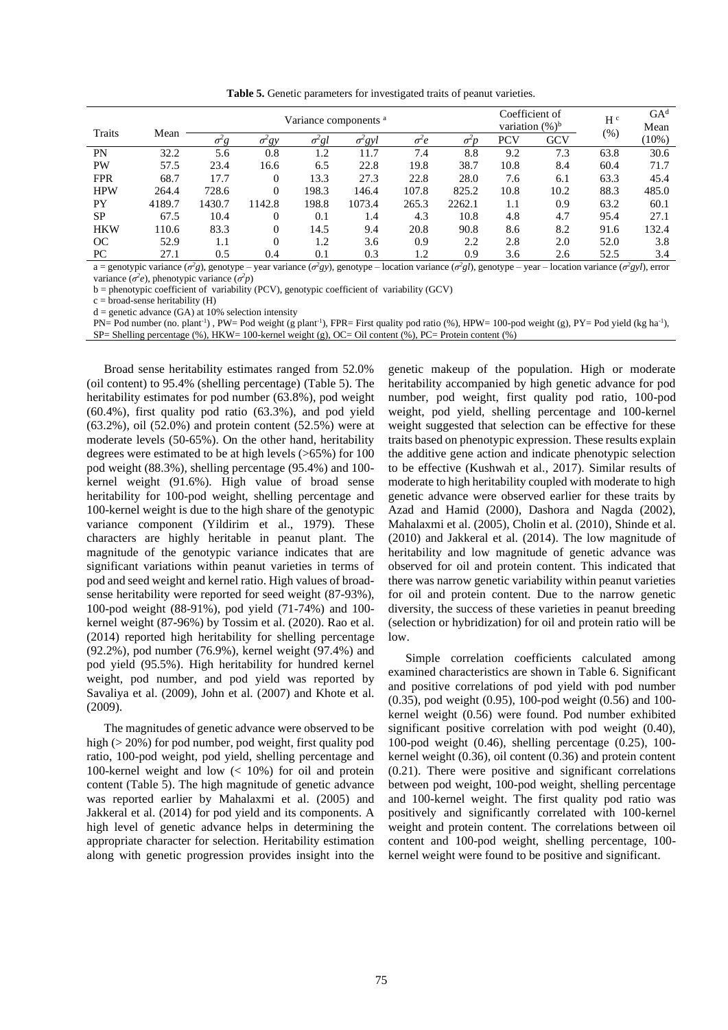**Table 5.** Genetic parameters for investigated traits of peanut varieties.

| Traits | Mean | Variance components [a] | | | | | | Coefficient of variation (%)[b] | | H [c] (%) | GA[d] Mean (10%) |
|---|---|---|---|---|---|---|---|---|---|---|---|
| | | $\sigma^2 g$ | $\sigma^2 gy$ | $\sigma^2 gl$ | $\sigma^2 gyl$ | $\sigma^2 e$ | $\sigma^2 p$ | PCV | GCV | | |
| PN | 32.2 | 5.6 | 0.8 | 1.2 | 11.7 | 7.4 | 8.8 | 9.2 | 7.3 | 63.8 | 30.6 |
| PW | 57.5 | 23.4 | 16.6 | 6.5 | 22.8 | 19.8 | 38.7 | 10.8 | 8.4 | 60.4 | 71.7 |
| FPR | 68.7 | 17.7 | 0 | 13.3 | 27.3 | 22.8 | 28.0 | 7.6 | 6.1 | 63.3 | 45.4 |
| HPW | 264.4 | 728.6 | 0 | 198.3 | 146.4 | 107.8 | 825.2 | 10.8 | 10.2 | 88.3 | 485.0 |
| PY | 4189.7 | 1430.7 | 1142.8 | 198.8 | 1073.4 | 265.3 | 2262.1 | 1.1 | 0.9 | 63.2 | 60.1 |
| SP | 67.5 | 10.4 | 0 | 0.1 | 1.4 | 4.3 | 10.8 | 4.8 | 4.7 | 95.4 | 27.1 |
| HKW | 110.6 | 83.3 | 0 | 14.5 | 9.4 | 20.8 | 90.8 | 8.6 | 8.2 | 91.6 | 132.4 |
| OC | 52.9 | 1.1 | 0 | 1.2 | 3.6 | 0.9 | 2.2 | 2.8 | 2.0 | 52.0 | 3.8 |
| PC | 27.1 | 0.5 | 0.4 | 0.1 | 0.3 | 1.2 | 0.9 | 3.6 | 2.6 | 52.5 | 3.4 |

a = genotypic variance ($\sigma^2 g$), genotype – year variance ($\sigma^2 gy$), genotype – location variance ($\sigma^2 gl$), genotype – year – location variance ($\sigma^2 gyl$), error variance ($\sigma^2 e$), phenotypic variance ($\sigma^2 p$)

b = phenotypic coefficient of variability (PCV), genotypic coefficient of variability (GCV)

c = broad-sense heritability (H)

d = genetic advance (GA) at 10% selection intensity

PN= Pod number (no. plant$^{-1}$) , PW= Pod weight (g plant$^{-1}$), FPR= First quality pod ratio (%), HPW= 100-pod weight (g), PY= Pod yield (kg ha$^{-1}$), SP= Shelling percentage (%), HKW= 100-kernel weight (g), OC= Oil content (%), PC= Protein content (%)

Broad sense heritability estimates ranged from 52.0% (oil content) to 95.4% (shelling percentage) (Table 5). The heritability estimates for pod number (63.8%), pod weight (60.4%), first quality pod ratio (63.3%), and pod yield (63.2%), oil (52.0%) and protein content (52.5%) were at moderate levels (50-65%). On the other hand, heritability degrees were estimated to be at high levels (>65%) for 100 pod weight (88.3%), shelling percentage (95.4%) and 100-kernel weight (91.6%). High value of broad sense heritability for 100-pod weight, shelling percentage and 100-kernel weight is due to the high share of the genotypic variance component (Yildirim et al., 1979). These characters are highly heritable in peanut plant. The magnitude of the genotypic variance indicates that are significant variations within peanut varieties in terms of pod and seed weight and kernel ratio. High values of broad-sense heritability were reported for seed weight (87-93%), 100-pod weight (88-91%), pod yield (71-74%) and 100-kernel weight (87-96%) by Tossim et al. (2020). Rao et al. (2014) reported high heritability for shelling percentage (92.2%), pod number (76.9%), kernel weight (97.4%) and pod yield (95.5%). High heritability for hundred kernel weight, pod number, and pod yield was reported by Savaliya et al. (2009), John et al. (2007) and Khote et al. (2009).

The magnitudes of genetic advance were observed to be high (> 20%) for pod number, pod weight, first quality pod ratio, 100-pod weight, pod yield, shelling percentage and 100-kernel weight and low (< 10%) for oil and protein content (Table 5). The high magnitude of genetic advance was reported earlier by Mahalaxmi et al. (2005) and Jakkeral et al. (2014) for pod yield and its components. A high level of genetic advance helps in determining the appropriate character for selection. Heritability estimation along with genetic progression provides insight into the genetic makeup of the population. High or moderate heritability accompanied by high genetic advance for pod number, pod weight, first quality pod ratio, 100-pod weight, pod yield, shelling percentage and 100-kernel weight suggested that selection can be effective for these traits based on phenotypic expression. These results explain the additive gene action and indicate phenotypic selection to be effective (Kushwah et al., 2017). Similar results of moderate to high heritability coupled with moderate to high genetic advance were observed earlier for these traits by Azad and Hamid (2000), Dashora and Nagda (2002), Mahalaxmi et al. (2005), Cholin et al. (2010), Shinde et al. (2010) and Jakkeral et al. (2014). The low magnitude of heritability and low magnitude of genetic advance was observed for oil and protein content. This indicated that there was narrow genetic variability within peanut varieties for oil and protein content. Due to the narrow genetic diversity, the success of these varieties in peanut breeding (selection or hybridization) for oil and protein ratio will be low.

Simple correlation coefficients calculated among examined characteristics are shown in Table 6. Significant and positive correlations of pod yield with pod number (0.35), pod weight (0.95), 100-pod weight (0.56) and 100-kernel weight (0.56) were found. Pod number exhibited significant positive correlation with pod weight (0.40), 100-pod weight (0.46), shelling percentage (0.25), 100-kernel weight (0.36), oil content (0.36) and protein content (0.21). There were positive and significant correlations between pod weight, 100-pod weight, shelling percentage and 100-kernel weight. The first quality pod ratio was positively and significantly correlated with 100-kernel weight and protein content. The correlations between oil content and 100-pod weight, shelling percentage, 100-kernel weight were found to be positive and significant.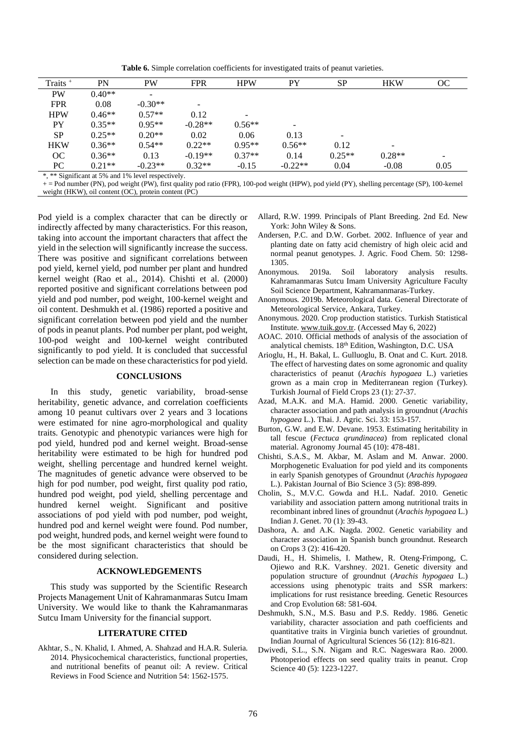**Table 6.** Simple correlation coefficients for investigated traits of peanut varieties.

| Traits + | PN | PW | FPR | HPW | PY | SP | HKW | OC |
|---|---|---|---|---|---|---|---|---|
| PW | 0.40** | - | | | | | | |
| FPR | 0.08 | -0.30** | - | | | | | |
| HPW | 0.46** | 0.57** | 0.12 | - | | | | |
| PY | 0.35** | 0.95** | -0.28** | 0.56** | - | | | |
| SP | 0.25** | 0.20** | 0.02 | 0.06 | 0.13 | - | | |
| HKW | 0.36** | 0.54** | 0.22** | 0.95** | 0.56** | 0.12 | - | |
| OC | 0.36** | 0.13 | -0.19** | 0.37** | 0.14 | 0.25** | 0.28** | - |
| PC | 0.21** | -0.23** | 0.32** | -0.15 | -0.22** | 0.04 | -0.08 | 0.05 |

*, ** Significant at 5% and 1% level respectively.
+ = Pod number (PN), pod weight (PW), first quality pod ratio (FPR), 100-pod weight (HPW), pod yield (PY), shelling percentage (SP), 100-kernel weight (HKW), oil content (OC), protein content (PC)

Pod yield is a complex character that can be directly or indirectly affected by many characteristics. For this reason, taking into account the important characters that affect the yield in the selection will significantly increase the success. There was positive and significant correlations between pod yield, kernel yield, pod number per plant and hundred kernel weight (Rao et al., 2014). Chishti et al. (2000) reported positive and significant correlations between pod yield and pod number, pod weight, 100-kernel weight and oil content. Deshmukh et al. (1986) reported a positive and significant correlation between pod yield and the number of pods in peanut plants. Pod number per plant, pod weight, 100-pod weight and 100-kernel weight contributed significantly to pod yield. It is concluded that successful selection can be made on these characteristics for pod yield.

## CONCLUSIONS

In this study, genetic variability, broad-sense heritability, genetic advance, and correlation coefficients among 10 peanut cultivars over 2 years and 3 locations were estimated for nine agro-morphological and quality traits. Genotypic and phenotypic variances were high for pod yield, hundred pod and kernel weight. Broad-sense heritability were estimated to be high for hundred pod weight, shelling percentage and hundred kernel weight. The magnitudes of genetic advance were observed to be high for pod number, pod weight, first quality pod ratio, hundred pod weight, pod yield, shelling percentage and hundred kernel weight. Significant and positive associations of pod yield with pod number, pod weight, hundred pod and kernel weight were found. Pod number, pod weight, hundred pods, and kernel weight were found to be the most significant characteristics that should be considered during selection.

## ACKNOWLEDGEMENTS

This study was supported by the Scientific Research Projects Management Unit of Kahramanmaras Sutcu Imam University. We would like to thank the Kahramanmaras Sutcu Imam University for the financial support.

## LITERATURE CITED

Akhtar, S., N. Khalid, I. Ahmed, A. Shahzad and H.A.R. Suleria. 2014. Physicochemical characteristics, functional properties, and nutritional benefits of peanut oil: A review. Critical Reviews in Food Science and Nutrition 54: 1562-1575.

Allard, R.W. 1999. Principals of Plant Breeding. 2nd Ed. New York: John Wiley & Sons.

Andersen, P.C. and D.W. Gorbet. 2002. Influence of year and planting date on fatty acid chemistry of high oleic acid and normal peanut genotypes. J. Agric. Food Chem. 50: 1298-1305.

Anonymous. 2019a. Soil laboratory analysis results. Kahramanmaras Sutcu Imam University Agriculture Faculty Soil Science Department, Kahramanmaras-Turkey.

Anonymous. 2019b. Meteorological data. General Directorate of Meteorological Service, Ankara, Turkey.

Anonymous. 2020. Crop production statistics. Turkish Statistical Institute. www.tuik.gov.tr. (Accessed May 6, 2022)

AOAC. 2010. Official methods of analysis of the association of analytical chemists. 18th Edition, Washington, D.C. USA

Arioglu, H., H. Bakal, L. Gulluoglu, B. Onat and C. Kurt. 2018. The effect of harvesting dates on some agronomic and quality characteristics of peanut (*Arachis hypogaea* L.) varieties grown as a main crop in Mediterranean region (Turkey). Turkish Journal of Field Crops 23 (1): 27-37.

Azad, M.A.K. and M.A. Hamid. 2000. Genetic variability, character association and path analysis in groundnut (*Arachis hypogaea* L.). Thai. J. Agric. Sci. 33: 153-157.

Burton, G.W. and E.W. Devane. 1953. Estimating heritability in tall fescue (*Fectuca qrundinacea*) from replicated clonal material. Agronomy Journal 45 (10): 478-481.

Chishti, S.A.S., M. Akbar, M. Aslam and M. Anwar. 2000. Morphogenetic Evaluation for pod yield and its components in early Spanish genotypes of Groundnut (*Arachis hypogaea* L.). Pakistan Journal of Bio Science 3 (5): 898-899.

Cholin, S., M.V.C. Gowda and H.L. Nadaf. 2010. Genetic variability and association pattern among nutritional traits in recombinant inbred lines of groundnut (*Arachis hypogaea* L.) Indian J. Genet. 70 (1): 39-43.

Dashora, A. and A.K. Nagda. 2002. Genetic variability and character association in Spanish bunch groundnut. Research on Crops 3 (2): 416-420.

Daudi, H., H. Shimelis, I. Mathew, R. Oteng-Frimpong, C. Ojiewo and R.K. Varshney. 2021. Genetic diversity and population structure of groundnut (*Arachis hypogaea* L.) accessions using phenotypic traits and SSR markers: implications for rust resistance breeding. Genetic Resources and Crop Evolution 68: 581-604.

Deshmukh, S.N., M.S. Basu and P.S. Reddy. 1986. Genetic variability, character association and path coefficients and quantitative traits in Virginia bunch varieties of groundnut. Indian Journal of Agricultural Sciences 56 (12): 816-821.

Dwivedi, S.L., S.N. Nigam and R.C. Nageswara Rao. 2000. Photoperiod effects on seed quality traits in peanut. Crop Science 40 (5): 1223-1227.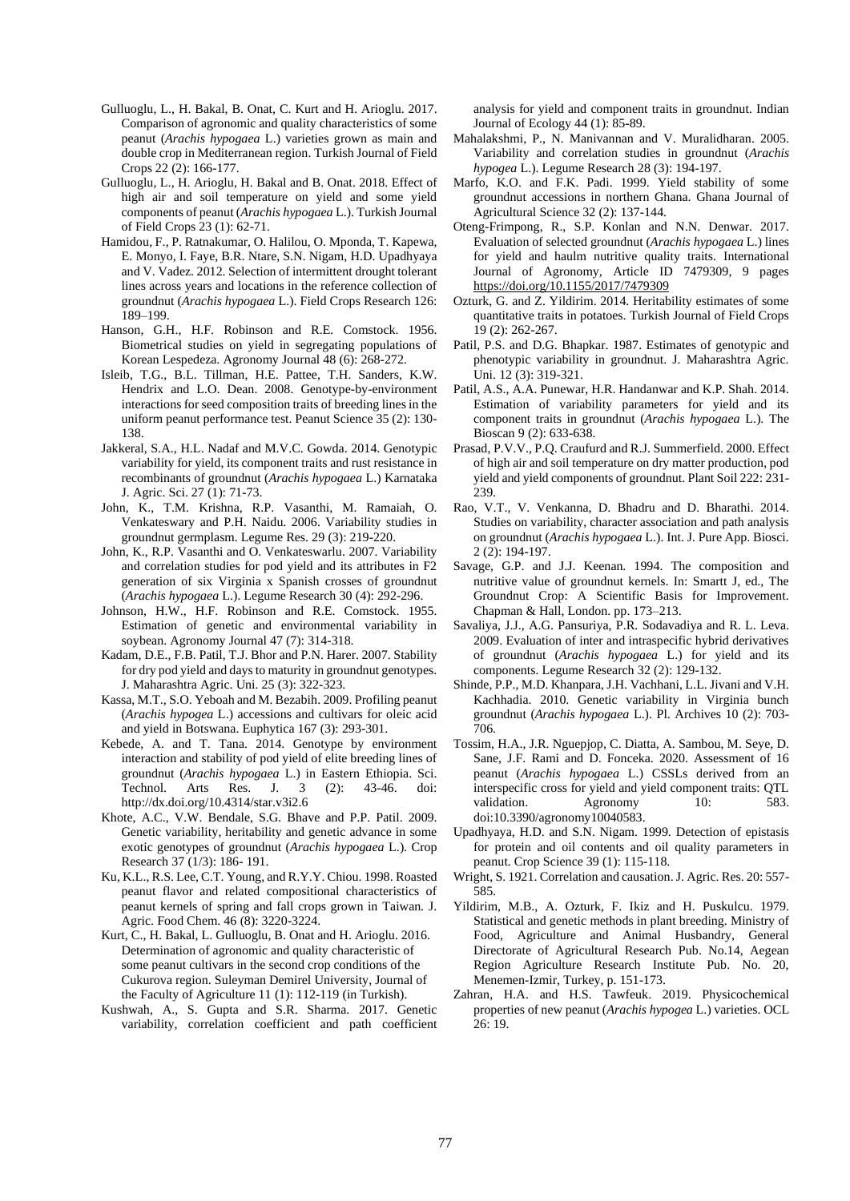Gulluoglu, L., H. Bakal, B. Onat, C. Kurt and H. Arioglu. 2017. Comparison of agronomic and quality characteristics of some peanut (*Arachis hypogaea* L.) varieties grown as main and double crop in Mediterranean region. Turkish Journal of Field Crops 22 (2): 166-177.

Gulluoglu, L., H. Arioglu, H. Bakal and B. Onat. 2018. Effect of high air and soil temperature on yield and some yield components of peanut (*Arachis hypogaea* L.). Turkish Journal of Field Crops 23 (1): 62-71.

Hamidou, F., P. Ratnakumar, O. Halilou, O. Mponda, T. Kapewa, E. Monyo, I. Faye, B.R. Ntare, S.N. Nigam, H.D. Upadhyaya and V. Vadez. 2012. Selection of intermittent drought tolerant lines across years and locations in the reference collection of groundnut (*Arachis hypogaea* L.). Field Crops Research 126: 189–199.

Hanson, G.H., H.F. Robinson and R.E. Comstock. 1956. Biometrical studies on yield in segregating populations of Korean Lespedeza. Agronomy Journal 48 (6): 268-272.

Isleib, T.G., B.L. Tillman, H.E. Pattee, T.H. Sanders, K.W. Hendrix and L.O. Dean. 2008. Genotype-by-environment interactions for seed composition traits of breeding lines in the uniform peanut performance test. Peanut Science 35 (2): 130-138.

Jakkeral, S.A., H.L. Nadaf and M.V.C. Gowda. 2014. Genotypic variability for yield, its component traits and rust resistance in recombinants of groundnut (*Arachis hypogaea* L.) Karnataka J. Agric. Sci. 27 (1): 71-73.

John, K., T.M. Krishna, R.P. Vasanthi, M. Ramaiah, O. Venkateswary and P.H. Naidu. 2006. Variability studies in groundnut germplasm. Legume Res. 29 (3): 219-220.

John, K., R.P. Vasanthi and O. Venkateswarlu. 2007. Variability and correlation studies for pod yield and its attributes in F2 generation of six Virginia x Spanish crosses of groundnut (*Arachis hypogaea* L.). Legume Research 30 (4): 292-296.

Johnson, H.W., H.F. Robinson and R.E. Comstock. 1955. Estimation of genetic and environmental variability in soybean. Agronomy Journal 47 (7): 314-318.

Kadam, D.E., F.B. Patil, T.J. Bhor and P.N. Harer. 2007. Stability for dry pod yield and days to maturity in groundnut genotypes. J. Maharashtra Agric. Uni. 25 (3): 322-323.

Kassa, M.T., S.O. Yeboah and M. Bezabih. 2009. Profiling peanut (*Arachis hypogea* L.) accessions and cultivars for oleic acid and yield in Botswana. Euphytica 167 (3): 293-301.

Kebede, A. and T. Tana. 2014. Genotype by environment interaction and stability of pod yield of elite breeding lines of groundnut (*Arachis hypogaea* L.) in Eastern Ethiopia. Sci. Technol. Arts Res. J. 3 (2): 43-46. doi: http://dx.doi.org/10.4314/star.v3i2.6

Khote, A.C., V.W. Bendale, S.G. Bhave and P.P. Patil. 2009. Genetic variability, heritability and genetic advance in some exotic genotypes of groundnut (*Arachis hypogaea* L.). Crop Research 37 (1/3): 186- 191.

Ku, K.L., R.S. Lee, C.T. Young, and R.Y.Y. Chiou. 1998. Roasted peanut flavor and related compositional characteristics of peanut kernels of spring and fall crops grown in Taiwan. J. Agric. Food Chem. 46 (8): 3220-3224.

Kurt, C., H. Bakal, L. Gulluoglu, B. Onat and H. Arioglu. 2016. Determination of agronomic and quality characteristic of some peanut cultivars in the second crop conditions of the Cukurova region. Suleyman Demirel University, Journal of the Faculty of Agriculture 11 (1): 112-119 (in Turkish).

Kushwah, A., S. Gupta and S.R. Sharma. 2017. Genetic variability, correlation coefficient and path coefficient analysis for yield and component traits in groundnut. Indian Journal of Ecology 44 (1): 85-89.

Mahalakshmi, P., N. Manivannan and V. Muralidharan. 2005. Variability and correlation studies in groundnut (*Arachis hypogea* L.). Legume Research 28 (3): 194-197.

Marfo, K.O. and F.K. Padi. 1999. Yield stability of some groundnut accessions in northern Ghana. Ghana Journal of Agricultural Science 32 (2): 137-144.

Oteng-Frimpong, R., S.P. Konlan and N.N. Denwar. 2017. Evaluation of selected groundnut (*Arachis hypogaea* L.) lines for yield and haulm nutritive quality traits. International Journal of Agronomy, Article ID 7479309, 9 pages https://doi.org/10.1155/2017/7479309

Ozturk, G. and Z. Yildirim. 2014. Heritability estimates of some quantitative traits in potatoes. Turkish Journal of Field Crops 19 (2): 262-267.

Patil, P.S. and D.G. Bhapkar. 1987. Estimates of genotypic and phenotypic variability in groundnut. J. Maharashtra Agric. Uni. 12 (3): 319-321.

Patil, A.S., A.A. Punewar, H.R. Handanwar and K.P. Shah. 2014. Estimation of variability parameters for yield and its component traits in groundnut (*Arachis hypogaea* L.). The Bioscan 9 (2): 633-638.

Prasad, P.V.V., P.Q. Craufurd and R.J. Summerfield. 2000. Effect of high air and soil temperature on dry matter production, pod yield and yield components of groundnut. Plant Soil 222: 231-239.

Rao, V.T., V. Venkanna, D. Bhadru and D. Bharathi. 2014. Studies on variability, character association and path analysis on groundnut (*Arachis hypogaea* L.). Int. J. Pure App. Biosci. 2 (2): 194-197.

Savage, G.P. and J.J. Keenan. 1994. The composition and nutritive value of groundnut kernels. In: Smartt J, ed., The Groundnut Crop: A Scientific Basis for Improvement. Chapman & Hall, London. pp. 173–213.

Savaliya, J.J., A.G. Pansuriya, P.R. Sodavadiya and R. L. Leva. 2009. Evaluation of inter and intraspecific hybrid derivatives of groundnut (*Arachis hypogaea* L.) for yield and its components. Legume Research 32 (2): 129-132.

Shinde, P.P., M.D. Khanpara, J.H. Vachhani, L.L. Jivani and V.H. Kachhadia. 2010. Genetic variability in Virginia bunch groundnut (*Arachis hypogaea* L.). Pl. Archives 10 (2): 703-706.

Tossim, H.A., J.R. Nguepjop, C. Diatta, A. Sambou, M. Seye, D. Sane, J.F. Rami and D. Fonceka. 2020. Assessment of 16 peanut (*Arachis hypogaea* L.) CSSLs derived from an interspecific cross for yield and yield component traits: QTL validation. Agronomy 10: 583. doi:10.3390/agronomy10040583.

Upadhyaya, H.D. and S.N. Nigam. 1999. Detection of epistasis for protein and oil contents and oil quality parameters in peanut. Crop Science 39 (1): 115-118.

Wright, S. 1921. Correlation and causation. J. Agric. Res. 20: 557-585.

Yildirim, M.B., A. Ozturk, F. Ikiz and H. Puskulcu. 1979. Statistical and genetic methods in plant breeding. Ministry of Food, Agriculture and Animal Husbandry, General Directorate of Agricultural Research Pub. No.14, Aegean Region Agriculture Research Institute Pub. No. 20, Menemen-Izmir, Turkey, p. 151-173.

Zahran, H.A. and H.S. Tawfeuk. 2019. Physicochemical properties of new peanut (*Arachis hypogea* L.) varieties. OCL 26: 19.